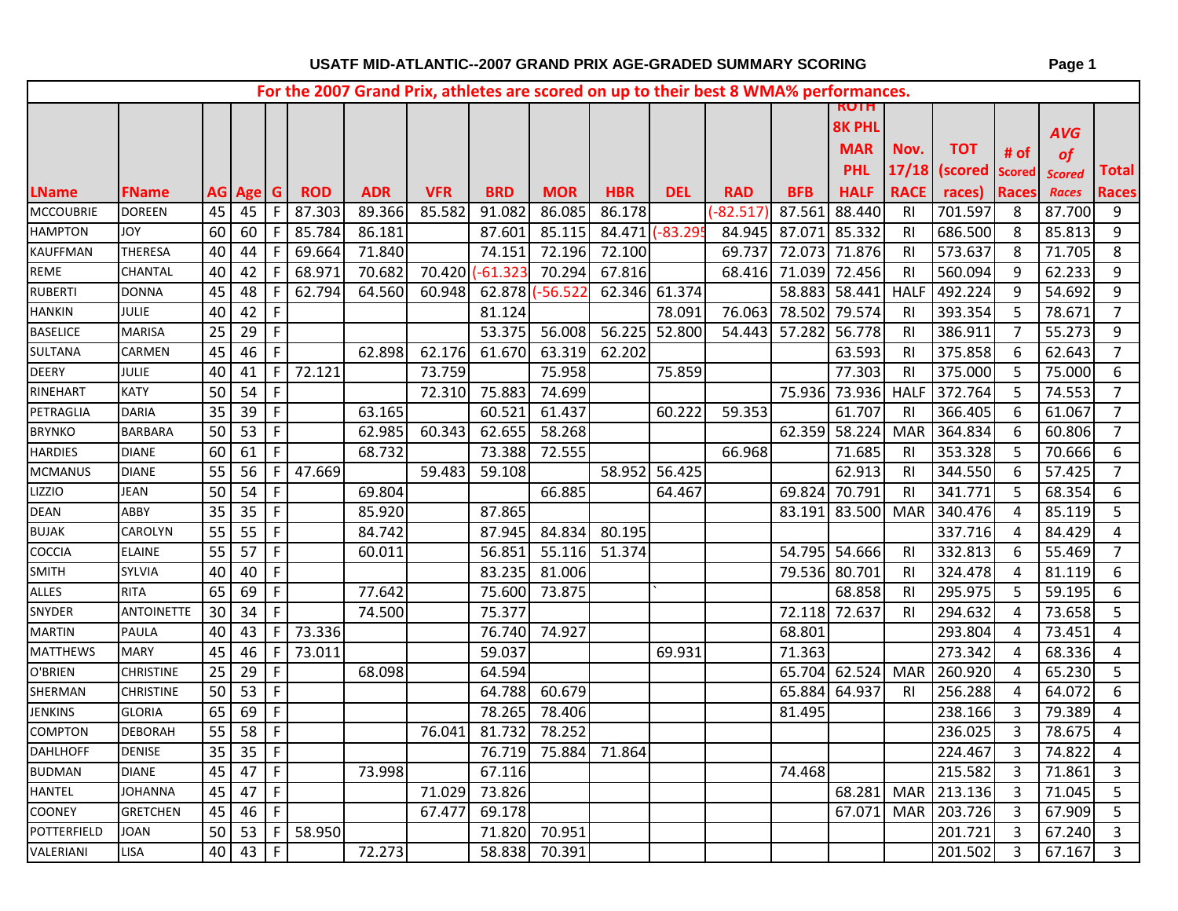# USATF MID-ATLANTIC--2007 GRAND PRIX AGE-GRADED SUMMARY SCORING

For the 2007 Grand Prix, athletes are scored on up to their best 8 WMA% performances.

| LName | FName | AG | Age | G | ROD | ADR | VFR | BRD | MOR | HBR | DEL | RAD | BFB | ROTH 8K PHL MAR PHL HALF | Nov. 17/18 RACE | TOT (scored races) | # of Scored Races | AVG of Scored Races | Total Races |
|---|---|---|---|---|---|---|---|---|---|---|---|---|---|---|---|---|---|---|---|
| MCCOUBRIE | DOREEN | 45 | 45 | F | 87.303 | 89.366 | 85.582 | 91.082 | 86.085 | 86.178 | | (-82.517) | 87.561 | 88.440 | RI | 701.597 | 8 | 87.700 | 9 |
| HAMPTON | JOY | 60 | 60 | F | 85.784 | 86.181 | | 87.601 | 85.115 | 84.471 | (-83.295 | 84.945 | 87.071 | 85.332 | RI | 686.500 | 8 | 85.813 | 9 |
| KAUFFMAN | THERESA | 40 | 44 | F | 69.664 | 71.840 | | 74.151 | 72.196 | 72.100 | | 69.737 | 72.073 | 71.876 | RI | 573.637 | 8 | 71.705 | 8 |
| REME | CHANTAL | 40 | 42 | F | 68.971 | 70.682 | 70.420 | (-61.323 | 70.294 | 67.816 | | 68.416 | 71.039 | 72.456 | RI | 560.094 | 9 | 62.233 | 9 |
| RUBERTI | DONNA | 45 | 48 | F | 62.794 | 64.560 | 60.948 | 62.878 | (-56.522 | 62.346 | 61.374 | | 58.883 | 58.441 | HALF | 492.224 | 9 | 54.692 | 9 |
| HANKIN | JULIE | 40 | 42 | F | | | | 81.124 | | | 78.091 | 76.063 | 78.502 | 79.574 | RI | 393.354 | 5 | 78.671 | 7 |
| BASELICE | MARISA | 25 | 29 | F | | | | 53.375 | 56.008 | 56.225 | 52.800 | 54.443 | 57.282 | 56.778 | RI | 386.911 | 7 | 55.273 | 9 |
| SULTANA | CARMEN | 45 | 46 | F | | 62.898 | 62.176 | 61.670 | 63.319 | 62.202 | | | | 63.593 | RI | 375.858 | 6 | 62.643 | 7 |
| DEERY | JULIE | 40 | 41 | F | 72.121 | | 73.759 | | 75.958 | | 75.859 | | | 77.303 | RI | 375.000 | 5 | 75.000 | 6 |
| RINEHART | KATY | 50 | 54 | F | | | 72.310 | 75.883 | 74.699 | | | | 75.936 | 73.936 | HALF | 372.764 | 5 | 74.553 | 7 |
| PETRAGLIA | DARIA | 35 | 39 | F | | 63.165 | | 60.521 | 61.437 | | 60.222 | 59.353 | | 61.707 | RI | 366.405 | 6 | 61.067 | 7 |
| BRYNKO | BARBARA | 50 | 53 | F | | 62.985 | 60.343 | 62.655 | 58.268 | | | | 62.359 | 58.224 | MAR | 364.834 | 6 | 60.806 | 7 |
| HARDIES | DIANE | 60 | 61 | F | | 68.732 | | 73.388 | 72.555 | | | 66.968 | | 71.685 | RI | 353.328 | 5 | 70.666 | 6 |
| MCMANUS | DIANE | 55 | 56 | F | 47.669 | | 59.483 | 59.108 | | 58.952 | 56.425 | | | 62.913 | RI | 344.550 | 6 | 57.425 | 7 |
| LIZZIO | JEAN | 50 | 54 | F | | 69.804 | | | 66.885 | | 64.467 | | 69.824 | 70.791 | RI | 341.771 | 5 | 68.354 | 6 |
| DEAN | ABBY | 35 | 35 | F | | 85.920 | | 87.865 | | | | | 83.191 | 83.500 | MAR | 340.476 | 4 | 85.119 | 5 |
| BUJAK | CAROLYN | 55 | 55 | F | | 84.742 | | 87.945 | 84.834 | 80.195 | | | | | | 337.716 | 4 | 84.429 | 4 |
| COCCIA | ELAINE | 55 | 57 | F | | 60.011 | | 56.851 | 55.116 | 51.374 | | | 54.795 | 54.666 | RI | 332.813 | 6 | 55.469 | 7 |
| SMITH | SYLVIA | 40 | 40 | F | | | | 83.235 | 81.006 | | | | 79.536 | 80.701 | RI | 324.478 | 4 | 81.119 | 6 |
| ALLES | RITA | 65 | 69 | F | | 77.642 | | 75.600 | 73.875 | | ` | | | 68.858 | RI | 295.975 | 5 | 59.195 | 6 |
| SNYDER | ANTOINETTE | 30 | 34 | F | | 74.500 | | 75.377 | | | | | 72.118 | 72.637 | RI | 294.632 | 4 | 73.658 | 5 |
| MARTIN | PAULA | 40 | 43 | F | 73.336 | | | 76.740 | 74.927 | | | | 68.801 | | | 293.804 | 4 | 73.451 | 4 |
| MATTHEWS | MARY | 45 | 46 | F | 73.011 | | | 59.037 | | | 69.931 | | 71.363 | | | 273.342 | 4 | 68.336 | 4 |
| O'BRIEN | CHRISTINE | 25 | 29 | F | | 68.098 | | 64.594 | | | | | 65.704 | 62.524 | MAR | 260.920 | 4 | 65.230 | 5 |
| SHERMAN | CHRISTINE | 50 | 53 | F | | | | 64.788 | 60.679 | | | | 65.884 | 64.937 | RI | 256.288 | 4 | 64.072 | 6 |
| JENKINS | GLORIA | 65 | 69 | F | | | | 78.265 | 78.406 | | | | 81.495 | | | 238.166 | 3 | 79.389 | 4 |
| COMPTON | DEBORAH | 55 | 58 | F | | | 76.041 | 81.732 | 78.252 | | | | | | | 236.025 | 3 | 78.675 | 4 |
| DAHLHOFF | DENISE | 35 | 35 | F | | | | 76.719 | 75.884 | 71.864 | | | | | | 224.467 | 3 | 74.822 | 4 |
| BUDMAN | DIANE | 45 | 47 | F | | 73.998 | | 67.116 | | | | | 74.468 | | | 215.582 | 3 | 71.861 | 3 |
| HANTEL | JOHANNA | 45 | 47 | F | | | 71.029 | 73.826 | | | | | | 68.281 | MAR | 213.136 | 3 | 71.045 | 5 |
| COONEY | GRETCHEN | 45 | 46 | F | | | 67.477 | 69.178 | | | | | | 67.071 | MAR | 203.726 | 3 | 67.909 | 5 |
| POTTERFIELD | JOAN | 50 | 53 | F | 58.950 | | | 71.820 | 70.951 | | | | | | | 201.721 | 3 | 67.240 | 3 |
| VALERIANI | LISA | 40 | 43 | F | | 72.273 | | 58.838 | 70.391 | | | | | | | 201.502 | 3 | 67.167 | 3 |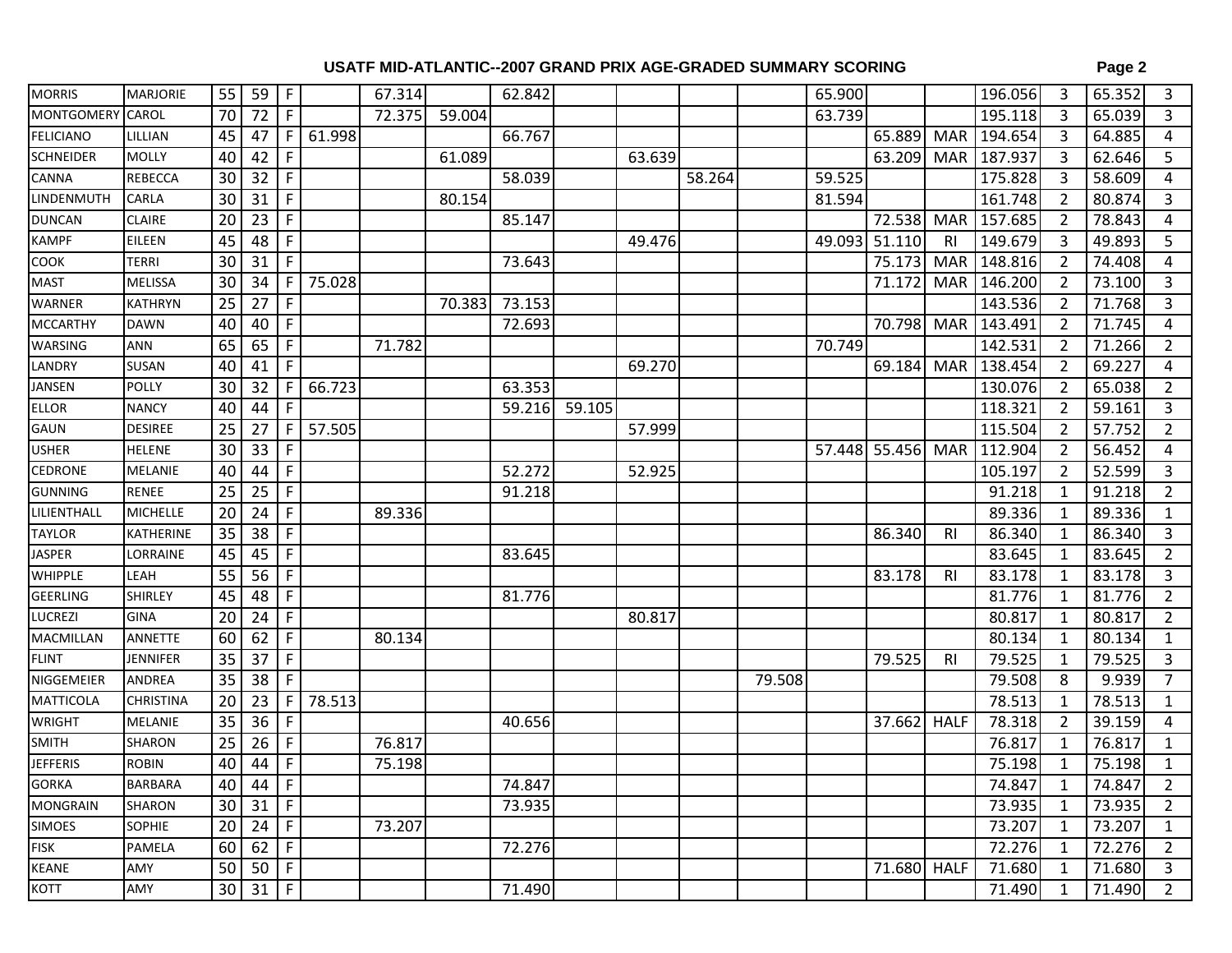## USATF MID-ATLANTIC--2007 GRAND PRIX AGE-GRADED SUMMARY SCORING

| | | | | | | | | | | | | | | | | | | | |
|---|---|---|---|---|---|---|---|---|---|---|---|---|---|---|---|---|---|---|---|
| MORRIS | MARJORIE | 55 | 59 | F | | 67.314 | | 62.842 | | | | | 65.900 | | | 196.056 | 3 | 65.352 | 3 |
| MONTGOMERY | CAROL | 70 | 72 | F | | 72.375 | 59.004 | | | | | | 63.739 | | | 195.118 | 3 | 65.039 | 3 |
| FELICIANO | LILLIAN | 45 | 47 | F | 61.998 | | | 66.767 | | | | | | 65.889 | MAR | 194.654 | 3 | 64.885 | 4 |
| SCHNEIDER | MOLLY | 40 | 42 | F | | | 61.089 | | | 63.639 | | | | 63.209 | MAR | 187.937 | 3 | 62.646 | 5 |
| CANNA | REBECCA | 30 | 32 | F | | | | 58.039 | | | 58.264 | | 59.525 | | | 175.828 | 3 | 58.609 | 4 |
| LINDENMUTH | CARLA | 30 | 31 | F | | | 80.154 | | | | | | 81.594 | | | 161.748 | 2 | 80.874 | 3 |
| DUNCAN | CLAIRE | 20 | 23 | F | | | | 85.147 | | | | | | 72.538 | MAR | 157.685 | 2 | 78.843 | 4 |
| KAMPF | EILEEN | 45 | 48 | F | | | | | | 49.476 | | | 49.093 | 51.110 | RI | 149.679 | 3 | 49.893 | 5 |
| COOK | TERRI | 30 | 31 | F | | | | 73.643 | | | | | | 75.173 | MAR | 148.816 | 2 | 74.408 | 4 |
| MAST | MELISSA | 30 | 34 | F | 75.028 | | | | | | | | | 71.172 | MAR | 146.200 | 2 | 73.100 | 3 |
| WARNER | KATHRYN | 25 | 27 | F | | | 70.383 | 73.153 | | | | | | | | 143.536 | 2 | 71.768 | 3 |
| MCCARTHY | DAWN | 40 | 40 | F | | | | 72.693 | | | | | | 70.798 | MAR | 143.491 | 2 | 71.745 | 4 |
| WARSING | ANN | 65 | 65 | F | | 71.782 | | | | | | | 70.749 | | | 142.531 | 2 | 71.266 | 2 |
| LANDRY | SUSAN | 40 | 41 | F | | | | | | 69.270 | | | | 69.184 | MAR | 138.454 | 2 | 69.227 | 4 |
| JANSEN | POLLY | 30 | 32 | F | 66.723 | | | 63.353 | | | | | | | | 130.076 | 2 | 65.038 | 2 |
| ELLOR | NANCY | 40 | 44 | F | | | | 59.216 | 59.105 | | | | | | | 118.321 | 2 | 59.161 | 3 |
| GAUN | DESIREE | 25 | 27 | F | 57.505 | | | | | 57.999 | | | | | | 115.504 | 2 | 57.752 | 2 |
| USHER | HELENE | 30 | 33 | F | | | | | | | | | 57.448 | 55.456 | MAR | 112.904 | 2 | 56.452 | 4 |
| CEDRONE | MELANIE | 40 | 44 | F | | | | 52.272 | | 52.925 | | | | | | 105.197 | 2 | 52.599 | 3 |
| GUNNING | RENEE | 25 | 25 | F | | | | 91.218 | | | | | | | | 91.218 | 1 | 91.218 | 2 |
| LILIENTHALL | MICHELLE | 20 | 24 | F | | 89.336 | | | | | | | | | | 89.336 | 1 | 89.336 | 1 |
| TAYLOR | KATHERINE | 35 | 38 | F | | | | | | | | | | 86.340 | RI | 86.340 | 1 | 86.340 | 3 |
| JASPER | LORRAINE | 45 | 45 | F | | | | 83.645 | | | | | | | | 83.645 | 1 | 83.645 | 2 |
| WHIPPLE | LEAH | 55 | 56 | F | | | | | | | | | | 83.178 | RI | 83.178 | 1 | 83.178 | 3 |
| GEERLING | SHIRLEY | 45 | 48 | F | | | | 81.776 | | | | | | | | 81.776 | 1 | 81.776 | 2 |
| LUCREZI | GINA | 20 | 24 | F | | | | | | 80.817 | | | | | | 80.817 | 1 | 80.817 | 2 |
| MACMILLAN | ANNETTE | 60 | 62 | F | | 80.134 | | | | | | | | | | 80.134 | 1 | 80.134 | 1 |
| FLINT | JENNIFER | 35 | 37 | F | | | | | | | | | | 79.525 | RI | 79.525 | 1 | 79.525 | 3 |
| NIGGEMEIER | ANDREA | 35 | 38 | F | | | | | | | | 79.508 | | | | 79.508 | 8 | 9.939 | 7 |
| MATTICOLA | CHRISTINA | 20 | 23 | F | 78.513 | | | | | | | | | | | 78.513 | 1 | 78.513 | 1 |
| WRIGHT | MELANIE | 35 | 36 | F | | | | 40.656 | | | | | | 37.662 | HALF | 78.318 | 2 | 39.159 | 4 |
| SMITH | SHARON | 25 | 26 | F | | 76.817 | | | | | | | | | | 76.817 | 1 | 76.817 | 1 |
| JEFFERIS | ROBIN | 40 | 44 | F | | 75.198 | | | | | | | | | | 75.198 | 1 | 75.198 | 1 |
| GORKA | BARBARA | 40 | 44 | F | | | | 74.847 | | | | | | | | 74.847 | 1 | 74.847 | 2 |
| MONGRAIN | SHARON | 30 | 31 | F | | | | 73.935 | | | | | | | | 73.935 | 1 | 73.935 | 2 |
| SIMOES | SOPHIE | 20 | 24 | F | | 73.207 | | | | | | | | | | 73.207 | 1 | 73.207 | 1 |
| FISK | PAMELA | 60 | 62 | F | | | | 72.276 | | | | | | | | 72.276 | 1 | 72.276 | 2 |
| KEANE | AMY | 50 | 50 | F | | | | | | | | | | 71.680 | HALF | 71.680 | 1 | 71.680 | 3 |
| KOTT | AMY | 30 | 31 | F | | | | 71.490 | | | | | | | | 71.490 | 1 | 71.490 | 2 |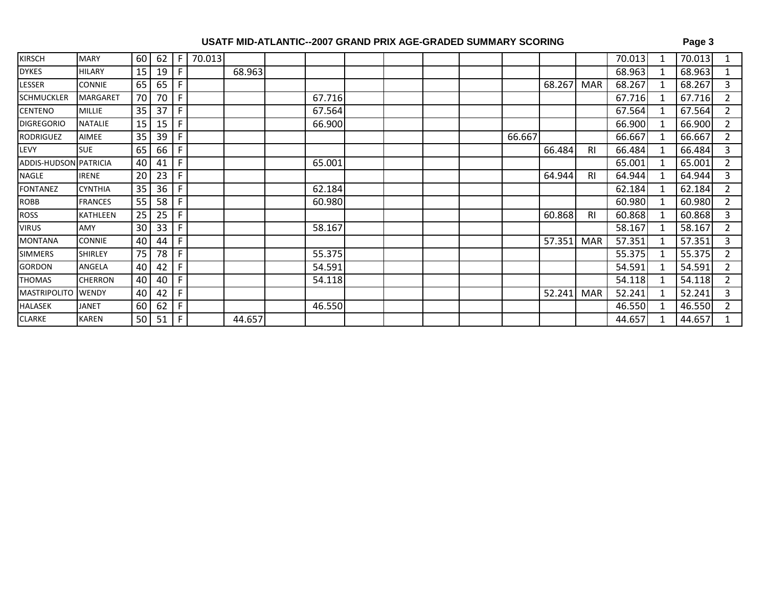# USATF MID-ATLANTIC--2007 GRAND PRIX AGE-GRADED SUMMARY SCORING

| | | | | | | | | | | | | | | | | | | | |
|---|---|---|---|---|---|---|---|---|---|---|---|---|---|---|---|---|---|---|---|
| KIRSCH | MARY | 60 | 62 | F | 70.013 | | | | | | | | | | | 70.013 | 1 | 70.013 | 1 |
| DYKES | HILARY | 15 | 19 | F | | 68.963 | | | | | | | | | | 68.963 | 1 | 68.963 | 1 |
| LESSER | CONNIE | 65 | 65 | F | | | | | | | | | | 68.267 | MAR | 68.267 | 1 | 68.267 | 3 |
| SCHMUCKLER | MARGARET | 70 | 70 | F | | | | 67.716 | | | | | | | | 67.716 | 1 | 67.716 | 2 |
| CENTENO | MILLIE | 35 | 37 | F | | | | 67.564 | | | | | | | | 67.564 | 1 | 67.564 | 2 |
| DIGREGORIO | NATALIE | 15 | 15 | F | | | | 66.900 | | | | | | | | 66.900 | 1 | 66.900 | 2 |
| RODRIGUEZ | AIMEE | 35 | 39 | F | | | | | | | | | 66.667 | | | 66.667 | 1 | 66.667 | 2 |
| LEVY | SUE | 65 | 66 | F | | | | | | | | | | 66.484 | RI | 66.484 | 1 | 66.484 | 3 |
| ADDIS-HUDSON | PATRICIA | 40 | 41 | F | | | | 65.001 | | | | | | | | 65.001 | 1 | 65.001 | 2 |
| NAGLE | IRENE | 20 | 23 | F | | | | | | | | | | 64.944 | RI | 64.944 | 1 | 64.944 | 3 |
| FONTANEZ | CYNTHIA | 35 | 36 | F | | | | 62.184 | | | | | | | | 62.184 | 1 | 62.184 | 2 |
| ROBB | FRANCES | 55 | 58 | F | | | | 60.980 | | | | | | | | 60.980 | 1 | 60.980 | 2 |
| ROSS | KATHLEEN | 25 | 25 | F | | | | | | | | | | 60.868 | RI | 60.868 | 1 | 60.868 | 3 |
| VIRUS | AMY | 30 | 33 | F | | | | 58.167 | | | | | | | | 58.167 | 1 | 58.167 | 2 |
| MONTANA | CONNIE | 40 | 44 | F | | | | | | | | | | 57.351 | MAR | 57.351 | 1 | 57.351 | 3 |
| SIMMERS | SHIRLEY | 75 | 78 | F | | | | 55.375 | | | | | | | | 55.375 | 1 | 55.375 | 2 |
| GORDON | ANGELA | 40 | 42 | F | | | | 54.591 | | | | | | | | 54.591 | 1 | 54.591 | 2 |
| THOMAS | CHERRON | 40 | 40 | F | | | | 54.118 | | | | | | | | 54.118 | 1 | 54.118 | 2 |
| MASTRIPOLITO | WENDY | 40 | 42 | F | | | | | | | | | | 52.241 | MAR | 52.241 | 1 | 52.241 | 3 |
| HALASEK | JANET | 60 | 62 | F | | | | 46.550 | | | | | | | | 46.550 | 1 | 46.550 | 2 |
| CLARKE | KAREN | 50 | 51 | F | | 44.657 | | | | | | | | | | 44.657 | 1 | 44.657 | 1 |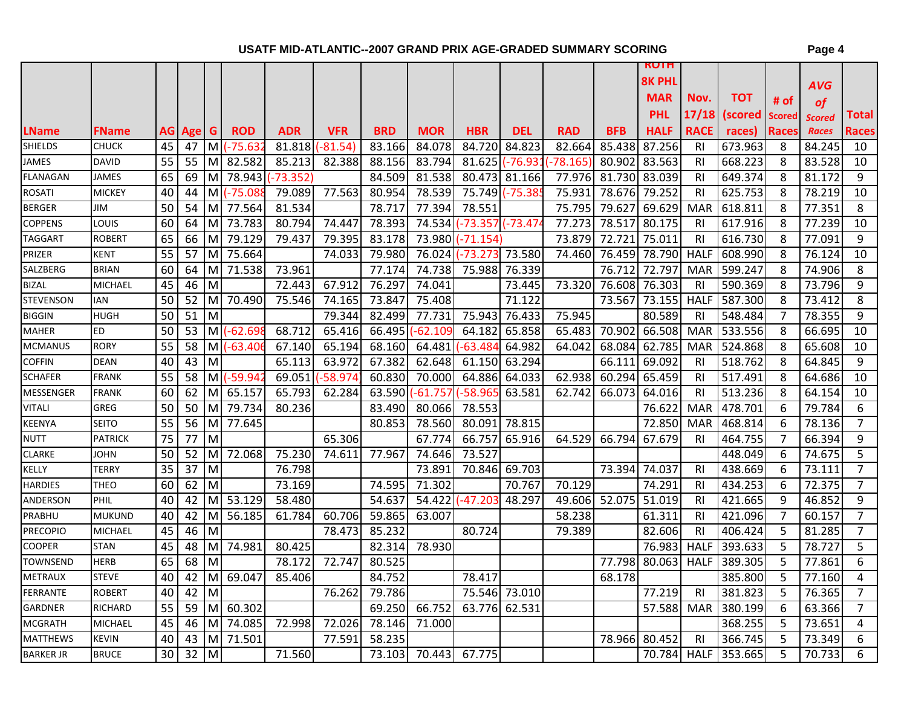# USATF MID-ATLANTIC--2007 GRAND PRIX AGE-GRADED SUMMARY SCORING

| LName | FName | AG | Age | G | ROD | ADR | VFR | BRD | MOR | HBR | DEL | RAD | BFB | ROTH 8K PHL MAR PHL HALF | Nov. 17/18 RACE | TOT (scored races) | # of Scored Races | AVG of Scored Races | Total Races |
|---|---|---|---|---|---|---|---|---|---|---|---|---|---|---|---|---|---|---|---|
| SHIELDS | CHUCK | 45 | 47 | M | (-75.632 | 81.818 | (-81.54) | 83.166 | 84.078 | 84.720 | 84.823 | 82.664 | 85.438 | 87.256 | RI | 673.963 | 8 | 84.245 | 10 |
| JAMES | DAVID | 55 | 55 | M | 82.582 | 85.213 | 82.388 | 88.156 | 83.794 | 81.625 | (-76.931 | (-78.165) | 80.902 | 83.563 | RI | 668.223 | 8 | 83.528 | 10 |
| FLANAGAN | JAMES | 65 | 69 | M | 78.943 | (-73.352) | | 84.509 | 81.538 | 80.473 | 81.166 | 77.976 | 81.730 | 83.039 | RI | 649.374 | 8 | 81.172 | 9 |
| ROSATI | MICKEY | 40 | 44 | M | (-75.088 | 79.089 | 77.563 | 80.954 | 78.539 | 75.749 | (-75.385 | 75.931 | 78.676 | 79.252 | RI | 625.753 | 8 | 78.219 | 10 |
| BERGER | JIM | 50 | 54 | M | 77.564 | 81.534 | | 78.717 | 77.394 | 78.551 | | 75.795 | 79.627 | 69.629 | MAR | 618.811 | 8 | 77.351 | 8 |
| COPPENS | LOUIS | 60 | 64 | M | 73.783 | 80.794 | 74.447 | 78.393 | 74.534 | (-73.357 | (-73.474 | 77.273 | 78.517 | 80.175 | RI | 617.916 | 8 | 77.239 | 10 |
| TAGGART | ROBERT | 65 | 66 | M | 79.129 | 79.437 | 79.395 | 83.178 | 73.980 | (-71.154) | | 73.879 | 72.721 | 75.011 | RI | 616.730 | 8 | 77.091 | 9 |
| PRIZER | KENT | 55 | 57 | M | 75.664 | | 74.033 | 79.980 | 76.024 | (-73.273 | 73.580 | 74.460 | 76.459 | 78.790 | HALF | 608.990 | 8 | 76.124 | 10 |
| SALZBERG | BRIAN | 60 | 64 | M | 71.538 | 73.961 | | 77.174 | 74.738 | 75.988 | 76.339 | | 76.712 | 72.797 | MAR | 599.247 | 8 | 74.906 | 8 |
| BIZAL | MICHAEL | 45 | 46 | M | | 72.443 | 67.912 | 76.297 | 74.041 | | 73.445 | 73.320 | 76.608 | 76.303 | RI | 590.369 | 8 | 73.796 | 9 |
| STEVENSON | IAN | 50 | 52 | M | 70.490 | 75.546 | 74.165 | 73.847 | 75.408 | | 71.122 | | 73.567 | 73.155 | HALF | 587.300 | 8 | 73.412 | 8 |
| BIGGIN | HUGH | 50 | 51 | M | | | 79.344 | 82.499 | 77.731 | 75.943 | 76.433 | 75.945 | | 80.589 | RI | 548.484 | 7 | 78.355 | 9 |
| MAHER | ED | 50 | 53 | M | (-62.698 | 68.712 | 65.416 | 66.495 | (-62.109 | 64.182 | 65.858 | 65.483 | 70.902 | 66.508 | MAR | 533.556 | 8 | 66.695 | 10 |
| MCMANUS | RORY | 55 | 58 | M | (-63.406 | 67.140 | 65.194 | 68.160 | 64.481 | (-63.484 | 64.982 | 64.042 | 68.084 | 62.785 | MAR | 524.868 | 8 | 65.608 | 10 |
| COFFIN | DEAN | 40 | 43 | M | | 65.113 | 63.972 | 67.382 | 62.648 | 61.150 | 63.294 | | 66.111 | 69.092 | RI | 518.762 | 8 | 64.845 | 9 |
| SCHAFER | FRANK | 55 | 58 | M | (-59.942 | 69.051 | (-58.974) | 60.830 | 70.000 | 64.886 | 64.033 | 62.938 | 60.294 | 65.459 | RI | 517.491 | 8 | 64.686 | 10 |
| MESSENGER | FRANK | 60 | 62 | M | 65.157 | 65.793 | 62.284 | 63.590 | (-61.757 | (-58.965 | 63.581 | 62.742 | 66.073 | 64.016 | RI | 513.236 | 8 | 64.154 | 10 |
| VITALI | GREG | 50 | 50 | M | 79.734 | 80.236 | | 83.490 | 80.066 | 78.553 | | | | 76.622 | MAR | 478.701 | 6 | 79.784 | 6 |
| KEENYA | SEITO | 55 | 56 | M | 77.645 | | | 80.853 | 78.560 | 80.091 | 78.815 | | | 72.850 | MAR | 468.814 | 6 | 78.136 | 7 |
| NUTT | PATRICK | 75 | 77 | M | | | 65.306 | | 67.774 | 66.757 | 65.916 | 64.529 | 66.794 | 67.679 | RI | 464.755 | 7 | 66.394 | 9 |
| CLARKE | JOHN | 50 | 52 | M | 72.068 | 75.230 | 74.611 | 77.967 | 74.646 | 73.527 | | | | | | 448.049 | 6 | 74.675 | 5 |
| KELLY | TERRY | 35 | 37 | M | | 76.798 | | | 73.891 | 70.846 | 69.703 | | 73.394 | 74.037 | RI | 438.669 | 6 | 73.111 | 7 |
| HARDIES | THEO | 60 | 62 | M | | 73.169 | | 74.595 | 71.302 | | 70.767 | 70.129 | | 74.291 | RI | 434.253 | 6 | 72.375 | 7 |
| ANDERSON | PHIL | 40 | 42 | M | 53.129 | 58.480 | | 54.637 | 54.422 | (-47.203 | 48.297 | 49.606 | 52.075 | 51.019 | RI | 421.665 | 9 | 46.852 | 9 |
| PRABHU | MUKUND | 40 | 42 | M | 56.185 | 61.784 | 60.706 | 59.865 | 63.007 | | | 58.238 | | 61.311 | RI | 421.096 | 7 | 60.157 | 7 |
| PRECOPIO | MICHAEL | 45 | 46 | M | | | 78.473 | 85.232 | | 80.724 | | 79.389 | | 82.606 | RI | 406.424 | 5 | 81.285 | 7 |
| COOPER | STAN | 45 | 48 | M | 74.981 | 80.425 | | 82.314 | 78.930 | | | | | 76.983 | HALF | 393.633 | 5 | 78.727 | 5 |
| TOWNSEND | HERB | 65 | 68 | M | | 78.172 | 72.747 | 80.525 | | | | | 77.798 | 80.063 | HALF | 389.305 | 5 | 77.861 | 6 |
| METRAUX | STEVE | 40 | 42 | M | 69.047 | 85.406 | | 84.752 | | 78.417 | | | 68.178 | | | 385.800 | 5 | 77.160 | 4 |
| FERRANTE | ROBERT | 40 | 42 | M | | | 76.262 | 79.786 | | 75.546 | 73.010 | | | 77.219 | RI | 381.823 | 5 | 76.365 | 7 |
| GARDNER | RICHARD | 55 | 59 | M | 60.302 | | | 69.250 | 66.752 | 63.776 | 62.531 | | | 57.588 | MAR | 380.199 | 6 | 63.366 | 7 |
| MCGRATH | MICHAEL | 45 | 46 | M | 74.085 | 72.998 | 72.026 | 78.146 | 71.000 | | | | | | | 368.255 | 5 | 73.651 | 4 |
| MATTHEWS | KEVIN | 40 | 43 | M | 71.501 | | 77.591 | 58.235 | | | | | 78.966 | 80.452 | RI | 366.745 | 5 | 73.349 | 6 |
| BARKER JR | BRUCE | 30 | 32 | M | | 71.560 | | 73.103 | 70.443 | 67.775 | | | | 70.784 | HALF | 353.665 | 5 | 70.733 | 6 |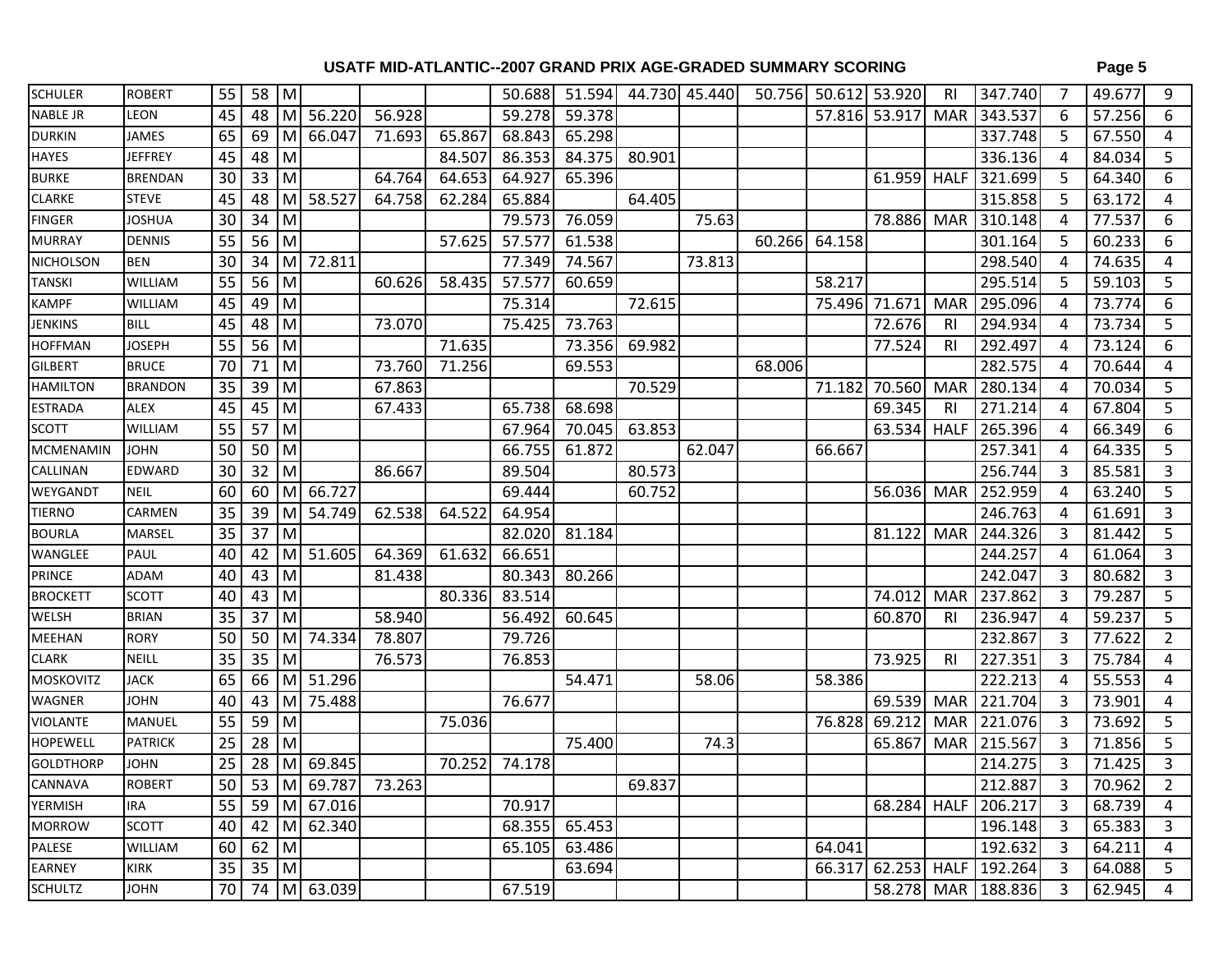| | | | | | | | | | | | | | | | | | | | |
|---|---|---|---|---|---|---|---|---|---|---|---|---|---|---|---|---|---|---|---|
| SCHULER | ROBERT | 55 | 58 | M | | | | 50.688 | 51.594 | 44.730 | 45.440 | 50.756 | 50.612 | 53.920 | RI | 347.740 | 7 | 49.677 | 9 |
| NABLE JR | LEON | 45 | 48 | M | 56.220 | 56.928 | | 59.278 | 59.378 | | | | 57.816 | 53.917 | MAR | 343.537 | 6 | 57.256 | 6 |
| DURKIN | JAMES | 65 | 69 | M | 66.047 | 71.693 | 65.867 | 68.843 | 65.298 | | | | | | | 337.748 | 5 | 67.550 | 4 |
| HAYES | JEFFREY | 45 | 48 | M | | | 84.507 | 86.353 | 84.375 | 80.901 | | | | | | 336.136 | 4 | 84.034 | 5 |
| BURKE | BRENDAN | 30 | 33 | M | | 64.764 | 64.653 | 64.927 | 65.396 | | | | | 61.959 | HALF | 321.699 | 5 | 64.340 | 6 |
| CLARKE | STEVE | 45 | 48 | M | 58.527 | 64.758 | 62.284 | 65.884 | | 64.405 | | | | | | 315.858 | 5 | 63.172 | 4 |
| FINGER | JOSHUA | 30 | 34 | M | | | | 79.573 | 76.059 | | 75.63 | | | 78.886 | MAR | 310.148 | 4 | 77.537 | 6 |
| MURRAY | DENNIS | 55 | 56 | M | | | 57.625 | 57.577 | 61.538 | | | 60.266 | 64.158 | | | 301.164 | 5 | 60.233 | 6 |
| NICHOLSON | BEN | 30 | 34 | M | 72.811 | | | 77.349 | 74.567 | | 73.813 | | | | | 298.540 | 4 | 74.635 | 4 |
| TANSKI | WILLIAM | 55 | 56 | M | | 60.626 | 58.435 | 57.577 | 60.659 | | | | 58.217 | | | 295.514 | 5 | 59.103 | 5 |
| KAMPF | WILLIAM | 45 | 49 | M | | | | 75.314 | | 72.615 | | | 75.496 | 71.671 | MAR | 295.096 | 4 | 73.774 | 6 |
| JENKINS | BILL | 45 | 48 | M | | 73.070 | | 75.425 | 73.763 | | | | | 72.676 | RI | 294.934 | 4 | 73.734 | 5 |
| HOFFMAN | JOSEPH | 55 | 56 | M | | | 71.635 | | 73.356 | 69.982 | | | | 77.524 | RI | 292.497 | 4 | 73.124 | 6 |
| GILBERT | BRUCE | 70 | 71 | M | | 73.760 | 71.256 | | 69.553 | | | 68.006 | | | | 282.575 | 4 | 70.644 | 4 |
| HAMILTON | BRANDON | 35 | 39 | M | | 67.863 | | | | 70.529 | | | 71.182 | 70.560 | MAR | 280.134 | 4 | 70.034 | 5 |
| ESTRADA | ALEX | 45 | 45 | M | | 67.433 | | 65.738 | 68.698 | | | | | 69.345 | RI | 271.214 | 4 | 67.804 | 5 |
| SCOTT | WILLIAM | 55 | 57 | M | | | | 67.964 | 70.045 | 63.853 | | | | 63.534 | HALF | 265.396 | 4 | 66.349 | 6 |
| MCMENAMIN | JOHN | 50 | 50 | M | | | | 66.755 | 61.872 | | 62.047 | | 66.667 | | | 257.341 | 4 | 64.335 | 5 |
| CALLINAN | EDWARD | 30 | 32 | M | | 86.667 | | 89.504 | | 80.573 | | | | | | 256.744 | 3 | 85.581 | 3 |
| WEYGANDT | NEIL | 60 | 60 | M | 66.727 | | | 69.444 | | 60.752 | | | | 56.036 | MAR | 252.959 | 4 | 63.240 | 5 |
| TIERNO | CARMEN | 35 | 39 | M | 54.749 | 62.538 | 64.522 | 64.954 | | | | | | | | 246.763 | 4 | 61.691 | 3 |
| BOURLA | MARSEL | 35 | 37 | M | | | | 82.020 | 81.184 | | | | | 81.122 | MAR | 244.326 | 3 | 81.442 | 5 |
| WANGLEE | PAUL | 40 | 42 | M | 51.605 | 64.369 | 61.632 | 66.651 | | | | | | | | 244.257 | 4 | 61.064 | 3 |
| PRINCE | ADAM | 40 | 43 | M | | 81.438 | | 80.343 | 80.266 | | | | | | | 242.047 | 3 | 80.682 | 3 |
| BROCKETT | SCOTT | 40 | 43 | M | | | 80.336 | 83.514 | | | | | | 74.012 | MAR | 237.862 | 3 | 79.287 | 5 |
| WELSH | BRIAN | 35 | 37 | M | | 58.940 | | 56.492 | 60.645 | | | | | 60.870 | RI | 236.947 | 4 | 59.237 | 5 |
| MEEHAN | RORY | 50 | 50 | M | 74.334 | 78.807 | | 79.726 | | | | | | | | 232.867 | 3 | 77.622 | 2 |
| CLARK | NEILL | 35 | 35 | M | | 76.573 | | 76.853 | | | | | | 73.925 | RI | 227.351 | 3 | 75.784 | 4 |
| MOSKOVITZ | JACK | 65 | 66 | M | 51.296 | | | | 54.471 | | 58.06 | | 58.386 | | | 222.213 | 4 | 55.553 | 4 |
| WAGNER | JOHN | 40 | 43 | M | 75.488 | | | 76.677 | | | | | | 69.539 | MAR | 221.704 | 3 | 73.901 | 4 |
| VIOLANTE | MANUEL | 55 | 59 | M | | | 75.036 | | | | | | 76.828 | 69.212 | MAR | 221.076 | 3 | 73.692 | 5 |
| HOPEWELL | PATRICK | 25 | 28 | M | | | | | 75.400 | | 74.3 | | | 65.867 | MAR | 215.567 | 3 | 71.856 | 5 |
| GOLDTHORP | JOHN | 25 | 28 | M | 69.845 | | 70.252 | 74.178 | | | | | | | | 214.275 | 3 | 71.425 | 3 |
| CANNAVA | ROBERT | 50 | 53 | M | 69.787 | 73.263 | | | | 69.837 | | | | | | 212.887 | 3 | 70.962 | 2 |
| YERMISH | IRA | 55 | 59 | M | 67.016 | | | 70.917 | | | | | | 68.284 | HALF | 206.217 | 3 | 68.739 | 4 |
| MORROW | SCOTT | 40 | 42 | M | 62.340 | | | 68.355 | 65.453 | | | | | | | 196.148 | 3 | 65.383 | 3 |
| PALESE | WILLIAM | 60 | 62 | M | | | | 65.105 | 63.486 | | | | 64.041 | | | 192.632 | 3 | 64.211 | 4 |
| EARNEY | KIRK | 35 | 35 | M | | | | | 63.694 | | | | 66.317 | 62.253 | HALF | 192.264 | 3 | 64.088 | 5 |
| SCHULTZ | JOHN | 70 | 74 | M | 63.039 | | | 67.519 | | | | | | 58.278 | MAR | 188.836 | 3 | 62.945 | 4 |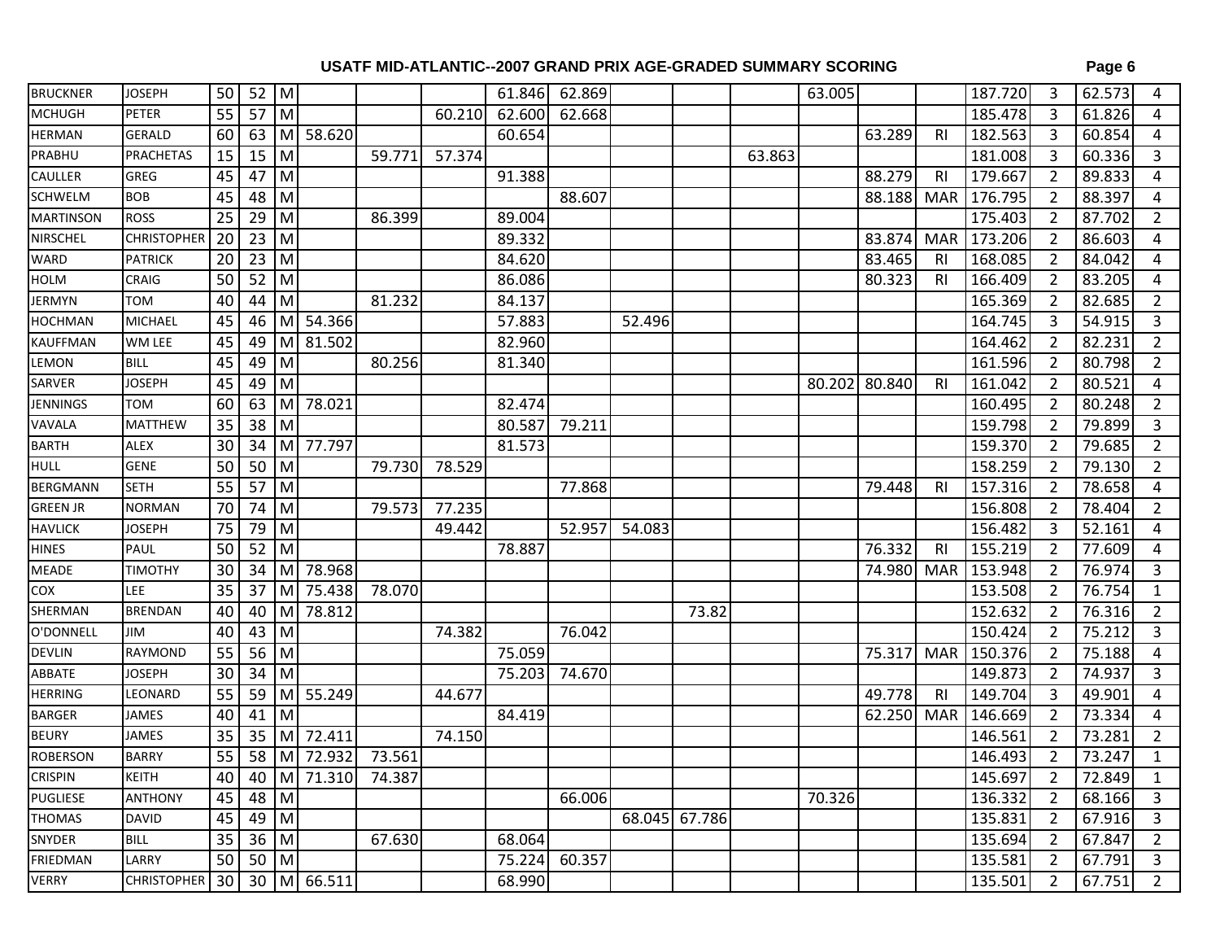# USATF MID-ATLANTIC--2007 GRAND PRIX AGE-GRADED SUMMARY SCORING

| | | | | | | | | | | | | | | | | | | | |
|---|---|---|---|---|---|---|---|---|---|---|---|---|---|---|---|---|---|---|---|
| BRUCKNER | JOSEPH | 50 | 52 | M | | | | 61.846 | 62.869 | | | | 63.005 | | | 187.720 | 3 | 62.573 | 4 |
| MCHUGH | PETER | 55 | 57 | M | | | 60.210 | 62.600 | 62.668 | | | | | | | 185.478 | 3 | 61.826 | 4 |
| HERMAN | GERALD | 60 | 63 | M | 58.620 | | | 60.654 | | | | | | 63.289 | RI | 182.563 | 3 | 60.854 | 4 |
| PRABHU | PRACHETAS | 15 | 15 | M | | 59.771 | 57.374 | | | | | 63.863 | | | | 181.008 | 3 | 60.336 | 3 |
| CAULLER | GREG | 45 | 47 | M | | | | 91.388 | | | | | | 88.279 | RI | 179.667 | 2 | 89.833 | 4 |
| SCHWELM | BOB | 45 | 48 | M | | | | | 88.607 | | | | | 88.188 | MAR | 176.795 | 2 | 88.397 | 4 |
| MARTINSON | ROSS | 25 | 29 | M | | 86.399 | | 89.004 | | | | | | | | 175.403 | 2 | 87.702 | 2 |
| NIRSCHEL | CHRISTOPHER | 20 | 23 | M | | | | 89.332 | | | | | | 83.874 | MAR | 173.206 | 2 | 86.603 | 4 |
| WARD | PATRICK | 20 | 23 | M | | | | 84.620 | | | | | | 83.465 | RI | 168.085 | 2 | 84.042 | 4 |
| HOLM | CRAIG | 50 | 52 | M | | | | 86.086 | | | | | | 80.323 | RI | 166.409 | 2 | 83.205 | 4 |
| JERMYN | TOM | 40 | 44 | M | | 81.232 | | 84.137 | | | | | | | | 165.369 | 2 | 82.685 | 2 |
| HOCHMAN | MICHAEL | 45 | 46 | M | 54.366 | | | 57.883 | | 52.496 | | | | | | 164.745 | 3 | 54.915 | 3 |
| KAUFFMAN | WM LEE | 45 | 49 | M | 81.502 | | | 82.960 | | | | | | | | 164.462 | 2 | 82.231 | 2 |
| LEMON | BILL | 45 | 49 | M | | 80.256 | | 81.340 | | | | | | | | 161.596 | 2 | 80.798 | 2 |
| SARVER | JOSEPH | 45 | 49 | M | | | | | | | | | 80.202 | 80.840 | RI | 161.042 | 2 | 80.521 | 4 |
| JENNINGS | TOM | 60 | 63 | M | 78.021 | | | 82.474 | | | | | | | | 160.495 | 2 | 80.248 | 2 |
| VAVALA | MATTHEW | 35 | 38 | M | | | | 80.587 | 79.211 | | | | | | | 159.798 | 2 | 79.899 | 3 |
| BARTH | ALEX | 30 | 34 | M | 77.797 | | | 81.573 | | | | | | | | 159.370 | 2 | 79.685 | 2 |
| HULL | GENE | 50 | 50 | M | | 79.730 | 78.529 | | | | | | | | | 158.259 | 2 | 79.130 | 2 |
| BERGMANN | SETH | 55 | 57 | M | | | | | 77.868 | | | | | 79.448 | RI | 157.316 | 2 | 78.658 | 4 |
| GREEN JR | NORMAN | 70 | 74 | M | | 79.573 | 77.235 | | | | | | | | | 156.808 | 2 | 78.404 | 2 |
| HAVLICK | JOSEPH | 75 | 79 | M | | | 49.442 | | 52.957 | 54.083 | | | | | | 156.482 | 3 | 52.161 | 4 |
| HINES | PAUL | 50 | 52 | M | | | | 78.887 | | | | | | 76.332 | RI | 155.219 | 2 | 77.609 | 4 |
| MEADE | TIMOTHY | 30 | 34 | M | 78.968 | | | | | | | | | 74.980 | MAR | 153.948 | 2 | 76.974 | 3 |
| COX | LEE | 35 | 37 | M | 75.438 | 78.070 | | | | | | | | | | 153.508 | 2 | 76.754 | 1 |
| SHERMAN | BRENDAN | 40 | 40 | M | 78.812 | | | | | | 73.82 | | | | | 152.632 | 2 | 76.316 | 2 |
| O'DONNELL | JIM | 40 | 43 | M | | | 74.382 | | 76.042 | | | | | | | 150.424 | 2 | 75.212 | 3 |
| DEVLIN | RAYMOND | 55 | 56 | M | | | | 75.059 | | | | | | 75.317 | MAR | 150.376 | 2 | 75.188 | 4 |
| ABBATE | JOSEPH | 30 | 34 | M | | | | 75.203 | 74.670 | | | | | | | 149.873 | 2 | 74.937 | 3 |
| HERRING | LEONARD | 55 | 59 | M | 55.249 | | 44.677 | | | | | | | 49.778 | RI | 149.704 | 3 | 49.901 | 4 |
| BARGER | JAMES | 40 | 41 | M | | | | 84.419 | | | | | | 62.250 | MAR | 146.669 | 2 | 73.334 | 4 |
| BEURY | JAMES | 35 | 35 | M | 72.411 | | 74.150 | | | | | | | | | 146.561 | 2 | 73.281 | 2 |
| ROBERSON | BARRY | 55 | 58 | M | 72.932 | 73.561 | | | | | | | | | | 146.493 | 2 | 73.247 | 1 |
| CRISPIN | KEITH | 40 | 40 | M | 71.310 | 74.387 | | | | | | | | | | 145.697 | 2 | 72.849 | 1 |
| PUGLIESE | ANTHONY | 45 | 48 | M | | | | | 66.006 | | | | 70.326 | | | 136.332 | 2 | 68.166 | 3 |
| THOMAS | DAVID | 45 | 49 | M | | | | | | 68.045 | 67.786 | | | | | 135.831 | 2 | 67.916 | 3 |
| SNYDER | BILL | 35 | 36 | M | | 67.630 | | 68.064 | | | | | | | | 135.694 | 2 | 67.847 | 2 |
| FRIEDMAN | LARRY | 50 | 50 | M | | | | 75.224 | 60.357 | | | | | | | 135.581 | 2 | 67.791 | 3 |
| VERRY | CHRISTOPHER | 30 | 30 | M | 66.511 | | | 68.990 | | | | | | | | 135.501 | 2 | 67.751 | 2 |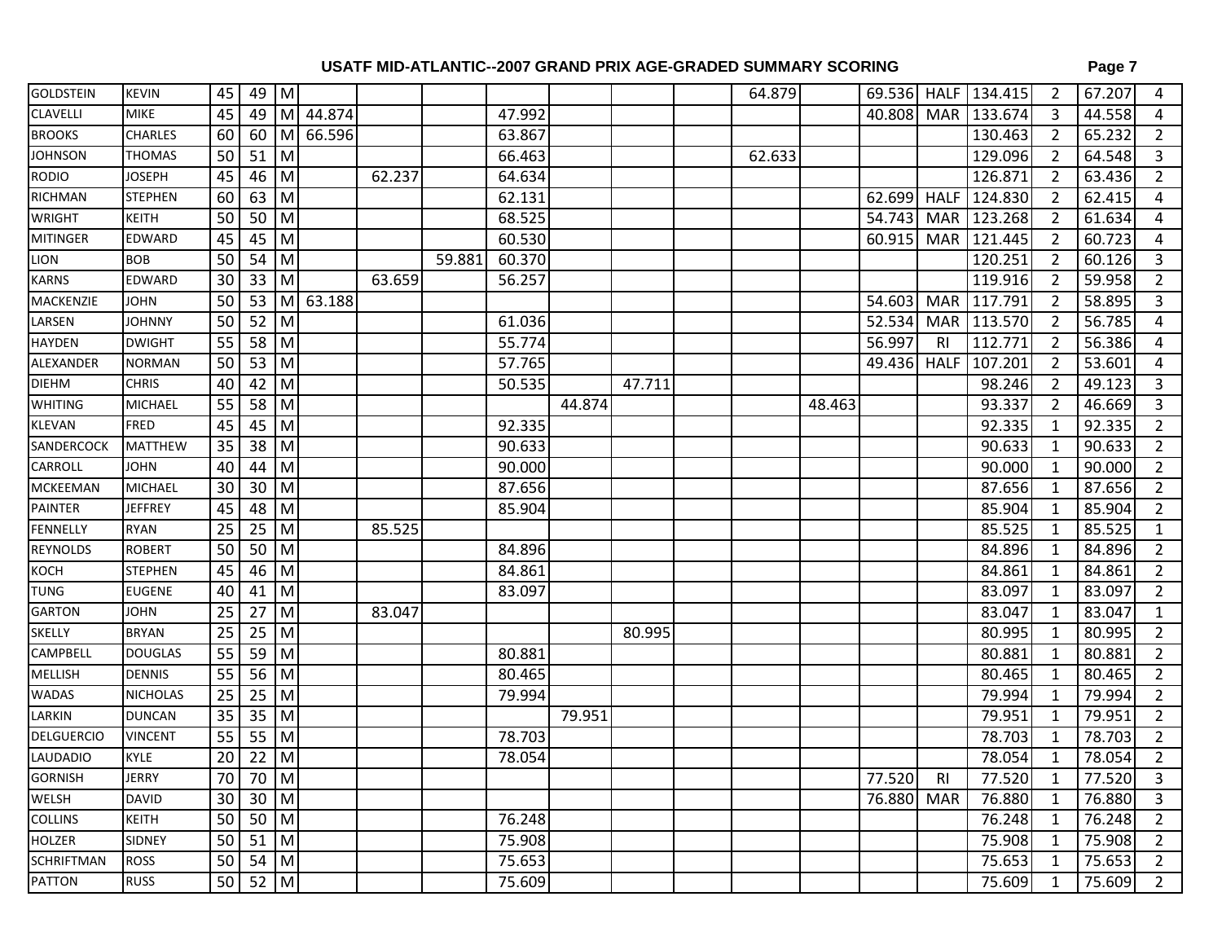# USATF MID-ATLANTIC--2007 GRAND PRIX AGE-GRADED SUMMARY SCORING

| | | | | | | | | | | | | | | | | | | | |
|---|---|---|---|---|---|---|---|---|---|---|---|---|---|---|---|---|---|---|---|
| GOLDSTEIN | KEVIN | 45 | 49 | M | | | | | | | | 64.879 | | 69.536 | HALF | 134.415 | 2 | 67.207 | 4 |
| CLAVELLI | MIKE | 45 | 49 | M | 44.874 | | | 47.992 | | | | | | 40.808 | MAR | 133.674 | 3 | 44.558 | 4 |
| BROOKS | CHARLES | 60 | 60 | M | 66.596 | | | 63.867 | | | | | | | | 130.463 | 2 | 65.232 | 2 |
| JOHNSON | THOMAS | 50 | 51 | M | | | | 66.463 | | | | 62.633 | | | | 129.096 | 2 | 64.548 | 3 |
| RODIO | JOSEPH | 45 | 46 | M | | 62.237 | | 64.634 | | | | | | | | 126.871 | 2 | 63.436 | 2 |
| RICHMAN | STEPHEN | 60 | 63 | M | | | | 62.131 | | | | | | 62.699 | HALF | 124.830 | 2 | 62.415 | 4 |
| WRIGHT | KEITH | 50 | 50 | M | | | | 68.525 | | | | | | 54.743 | MAR | 123.268 | 2 | 61.634 | 4 |
| MITINGER | EDWARD | 45 | 45 | M | | | | 60.530 | | | | | | 60.915 | MAR | 121.445 | 2 | 60.723 | 4 |
| LION | BOB | 50 | 54 | M | | | 59.881 | 60.370 | | | | | | | | 120.251 | 2 | 60.126 | 3 |
| KARNS | EDWARD | 30 | 33 | M | | 63.659 | | 56.257 | | | | | | | | 119.916 | 2 | 59.958 | 2 |
| MACKENZIE | JOHN | 50 | 53 | M | 63.188 | | | | | | | | | 54.603 | MAR | 117.791 | 2 | 58.895 | 3 |
| LARSEN | JOHNNY | 50 | 52 | M | | | | 61.036 | | | | | | 52.534 | MAR | 113.570 | 2 | 56.785 | 4 |
| HAYDEN | DWIGHT | 55 | 58 | M | | | | 55.774 | | | | | | 56.997 | RI | 112.771 | 2 | 56.386 | 4 |
| ALEXANDER | NORMAN | 50 | 53 | M | | | | 57.765 | | | | | | 49.436 | HALF | 107.201 | 2 | 53.601 | 4 |
| DIEHM | CHRIS | 40 | 42 | M | | | | 50.535 | | 47.711 | | | | | | 98.246 | 2 | 49.123 | 3 |
| WHITING | MICHAEL | 55 | 58 | M | | | | | 44.874 | | | | 48.463 | | | 93.337 | 2 | 46.669 | 3 |
| KLEVAN | FRED | 45 | 45 | M | | | | 92.335 | | | | | | | | 92.335 | 1 | 92.335 | 2 |
| SANDERCOCK | MATTHEW | 35 | 38 | M | | | | 90.633 | | | | | | | | 90.633 | 1 | 90.633 | 2 |
| CARROLL | JOHN | 40 | 44 | M | | | | 90.000 | | | | | | | | 90.000 | 1 | 90.000 | 2 |
| MCKEEMAN | MICHAEL | 30 | 30 | M | | | | 87.656 | | | | | | | | 87.656 | 1 | 87.656 | 2 |
| PAINTER | JEFFREY | 45 | 48 | M | | | | 85.904 | | | | | | | | 85.904 | 1 | 85.904 | 2 |
| FENNELLY | RYAN | 25 | 25 | M | | 85.525 | | | | | | | | | | 85.525 | 1 | 85.525 | 1 |
| REYNOLDS | ROBERT | 50 | 50 | M | | | | 84.896 | | | | | | | | 84.896 | 1 | 84.896 | 2 |
| KOCH | STEPHEN | 45 | 46 | M | | | | 84.861 | | | | | | | | 84.861 | 1 | 84.861 | 2 |
| TUNG | EUGENE | 40 | 41 | M | | | | 83.097 | | | | | | | | 83.097 | 1 | 83.097 | 2 |
| GARTON | JOHN | 25 | 27 | M | | 83.047 | | | | | | | | | | 83.047 | 1 | 83.047 | 1 |
| SKELLY | BRYAN | 25 | 25 | M | | | | | | 80.995 | | | | | | 80.995 | 1 | 80.995 | 2 |
| CAMPBELL | DOUGLAS | 55 | 59 | M | | | | 80.881 | | | | | | | | 80.881 | 1 | 80.881 | 2 |
| MELLISH | DENNIS | 55 | 56 | M | | | | 80.465 | | | | | | | | 80.465 | 1 | 80.465 | 2 |
| WADAS | NICHOLAS | 25 | 25 | M | | | | 79.994 | | | | | | | | 79.994 | 1 | 79.994 | 2 |
| LARKIN | DUNCAN | 35 | 35 | M | | | | | 79.951 | | | | | | | 79.951 | 1 | 79.951 | 2 |
| DELGUERCIO | VINCENT | 55 | 55 | M | | | | 78.703 | | | | | | | | 78.703 | 1 | 78.703 | 2 |
| LAUDADIO | KYLE | 20 | 22 | M | | | | 78.054 | | | | | | | | 78.054 | 1 | 78.054 | 2 |
| GORNISH | JERRY | 70 | 70 | M | | | | | | | | | | 77.520 | RI | 77.520 | 1 | 77.520 | 3 |
| WELSH | DAVID | 30 | 30 | M | | | | | | | | | | 76.880 | MAR | 76.880 | 1 | 76.880 | 3 |
| COLLINS | KEITH | 50 | 50 | M | | | | 76.248 | | | | | | | | 76.248 | 1 | 76.248 | 2 |
| HOLZER | SIDNEY | 50 | 51 | M | | | | 75.908 | | | | | | | | 75.908 | 1 | 75.908 | 2 |
| SCHRIFTMAN | ROSS | 50 | 54 | M | | | | 75.653 | | | | | | | | 75.653 | 1 | 75.653 | 2 |
| PATTON | RUSS | 50 | 52 | M | | | | 75.609 | | | | | | | | 75.609 | 1 | 75.609 | 2 |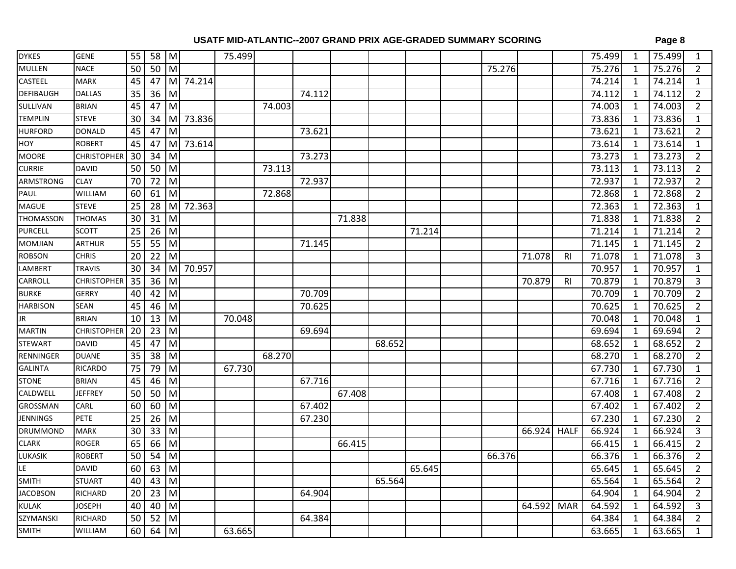## USATF MID-ATLANTIC--2007 GRAND PRIX AGE-GRADED SUMMARY SCORING

| | | | | | | | | | | | | | | | | | | | |
|---|---|---|---|---|---|---|---|---|---|---|---|---|---|---|---|---|---|---|---|
| DYKES | GENE | 55 | 58 | M | | 75.499 | | | | | | | | | | 75.499 | 1 | 75.499 | 1 |
| MULLEN | NACE | 50 | 50 | M | | | | | | | | | 75.276 | | | 75.276 | 1 | 75.276 | 2 |
| CASTEEL | MARK | 45 | 47 | M | 74.214 | | | | | | | | | | | 74.214 | 1 | 74.214 | 1 |
| DEFIBAUGH | DALLAS | 35 | 36 | M | | | | 74.112 | | | | | | | | 74.112 | 1 | 74.112 | 2 |
| SULLIVAN | BRIAN | 45 | 47 | M | | | 74.003 | | | | | | | | | 74.003 | 1 | 74.003 | 2 |
| TEMPLIN | STEVE | 30 | 34 | M | 73.836 | | | | | | | | | | | 73.836 | 1 | 73.836 | 1 |
| HURFORD | DONALD | 45 | 47 | M | | | | 73.621 | | | | | | | | 73.621 | 1 | 73.621 | 2 |
| HOY | ROBERT | 45 | 47 | M | 73.614 | | | | | | | | | | | 73.614 | 1 | 73.614 | 1 |
| MOORE | CHRISTOPHER | 30 | 34 | M | | | | 73.273 | | | | | | | | 73.273 | 1 | 73.273 | 2 |
| CURRIE | DAVID | 50 | 50 | M | | | 73.113 | | | | | | | | | 73.113 | 1 | 73.113 | 2 |
| ARMSTRONG | CLAY | 70 | 72 | M | | | | 72.937 | | | | | | | | 72.937 | 1 | 72.937 | 2 |
| PAUL | WILLIAM | 60 | 61 | M | | | 72.868 | | | | | | | | | 72.868 | 1 | 72.868 | 2 |
| MAGUE | STEVE | 25 | 28 | M | 72.363 | | | | | | | | | | | 72.363 | 1 | 72.363 | 1 |
| THOMASSON | THOMAS | 30 | 31 | M | | | | | 71.838 | | | | | | | 71.838 | 1 | 71.838 | 2 |
| PURCELL | SCOTT | 25 | 26 | M | | | | | | | 71.214 | | | | | 71.214 | 1 | 71.214 | 2 |
| MOMJIAN | ARTHUR | 55 | 55 | M | | | | 71.145 | | | | | | | | 71.145 | 1 | 71.145 | 2 |
| ROBSON | CHRIS | 20 | 22 | M | | | | | | | | | | 71.078 | RI | 71.078 | 1 | 71.078 | 3 |
| LAMBERT | TRAVIS | 30 | 34 | M | 70.957 | | | | | | | | | | | 70.957 | 1 | 70.957 | 1 |
| CARROLL | CHRISTOPHER | 35 | 36 | M | | | | | | | | | | 70.879 | RI | 70.879 | 1 | 70.879 | 3 |
| BURKE | GERRY | 40 | 42 | M | | | | 70.709 | | | | | | | | 70.709 | 1 | 70.709 | 2 |
| HARBISON | SEAN | 45 | 46 | M | | | | 70.625 | | | | | | | | 70.625 | 1 | 70.625 | 2 |
| JR | BRIAN | 10 | 13 | M | | 70.048 | | | | | | | | | | 70.048 | 1 | 70.048 | 1 |
| MARTIN | CHRISTOPHER | 20 | 23 | M | | | | 69.694 | | | | | | | | 69.694 | 1 | 69.694 | 2 |
| STEWART | DAVID | 45 | 47 | M | | | | | | 68.652 | | | | | | 68.652 | 1 | 68.652 | 2 |
| RENNINGER | DUANE | 35 | 38 | M | | | 68.270 | | | | | | | | | 68.270 | 1 | 68.270 | 2 |
| GALINTA | RICARDO | 75 | 79 | M | | 67.730 | | | | | | | | | | 67.730 | 1 | 67.730 | 1 |
| STONE | BRIAN | 45 | 46 | M | | | | 67.716 | | | | | | | | 67.716 | 1 | 67.716 | 2 |
| CALDWELL | JEFFREY | 50 | 50 | M | | | | | 67.408 | | | | | | | 67.408 | 1 | 67.408 | 2 |
| GROSSMAN | CARL | 60 | 60 | M | | | | 67.402 | | | | | | | | 67.402 | 1 | 67.402 | 2 |
| JENNINGS | PETE | 25 | 26 | M | | | | 67.230 | | | | | | | | 67.230 | 1 | 67.230 | 2 |
| DRUMMOND | MARK | 30 | 33 | M | | | | | | | | | | 66.924 | HALF | 66.924 | 1 | 66.924 | 3 |
| CLARK | ROGER | 65 | 66 | M | | | | | 66.415 | | | | | | | 66.415 | 1 | 66.415 | 2 |
| LUKASIK | ROBERT | 50 | 54 | M | | | | | | | | | 66.376 | | | 66.376 | 1 | 66.376 | 2 |
| LE | DAVID | 60 | 63 | M | | | | | | | 65.645 | | | | | 65.645 | 1 | 65.645 | 2 |
| SMITH | STUART | 40 | 43 | M | | | | | | 65.564 | | | | | | 65.564 | 1 | 65.564 | 2 |
| JACOBSON | RICHARD | 20 | 23 | M | | | | 64.904 | | | | | | | | 64.904 | 1 | 64.904 | 2 |
| KULAK | JOSEPH | 40 | 40 | M | | | | | | | | | | 64.592 | MAR | 64.592 | 1 | 64.592 | 3 |
| SZYMANSKI | RICHARD | 50 | 52 | M | | | | 64.384 | | | | | | | | 64.384 | 1 | 64.384 | 2 |
| SMITH | WILLIAM | 60 | 64 | M | | 63.665 | | | | | | | | | | 63.665 | 1 | 63.665 | 1 |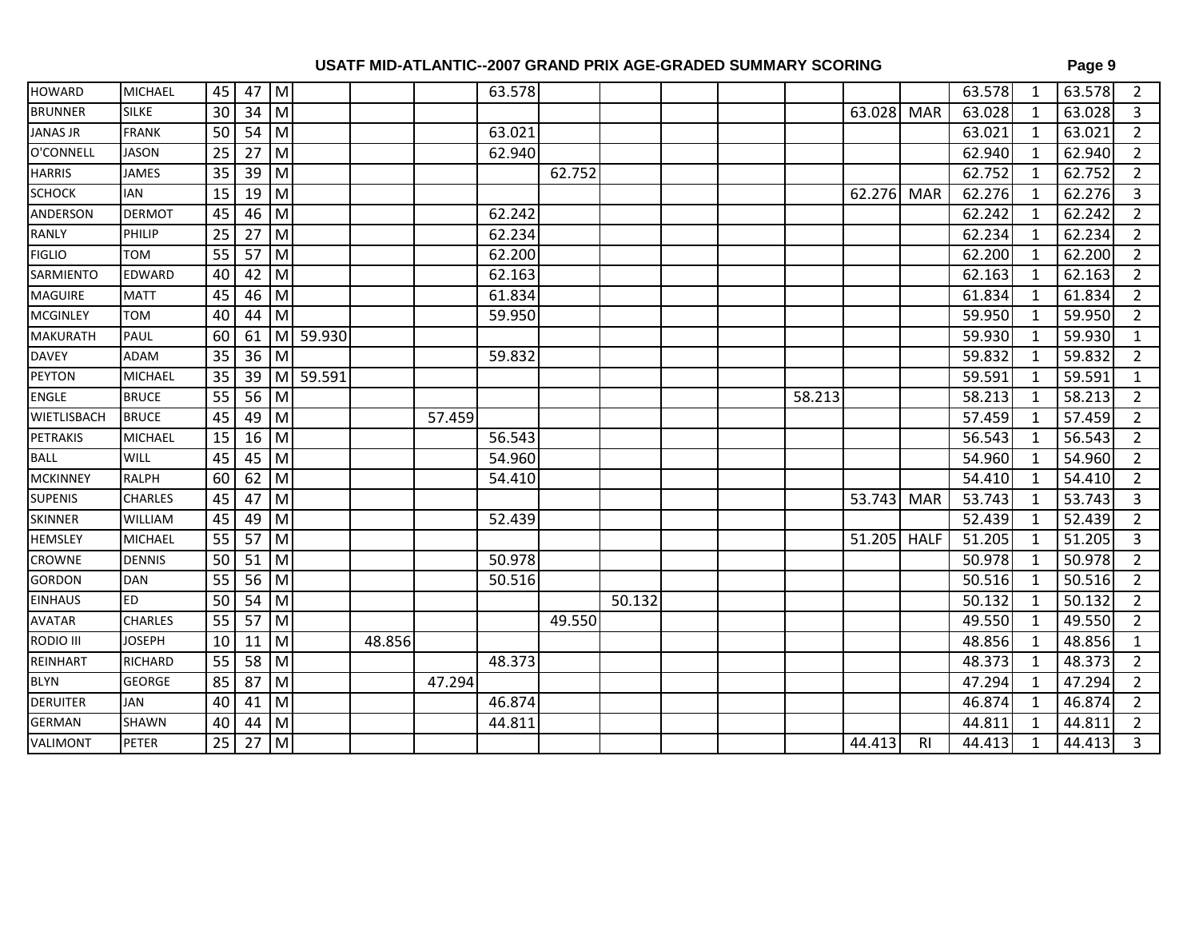| | | | | | | | | | | | | | | | | | | | |
|---|---|---|---|---|---|---|---|---|---|---|---|---|---|---|---|---|---|---|---|
| HOWARD | MICHAEL | 45 | 47 | M | | | | 63.578 | | | | | | | | 63.578 | 1 | 63.578 | 2 |
| BRUNNER | SILKE | 30 | 34 | M | | | | | | | | | | 63.028 | MAR | 63.028 | 1 | 63.028 | 3 |
| JANAS JR | FRANK | 50 | 54 | M | | | | 63.021 | | | | | | | | 63.021 | 1 | 63.021 | 2 |
| O'CONNELL | JASON | 25 | 27 | M | | | | 62.940 | | | | | | | | 62.940 | 1 | 62.940 | 2 |
| HARRIS | JAMES | 35 | 39 | M | | | | | 62.752 | | | | | | | 62.752 | 1 | 62.752 | 2 |
| SCHOCK | IAN | 15 | 19 | M | | | | | | | | | | 62.276 | MAR | 62.276 | 1 | 62.276 | 3 |
| ANDERSON | DERMOT | 45 | 46 | M | | | | 62.242 | | | | | | | | 62.242 | 1 | 62.242 | 2 |
| RANLY | PHILIP | 25 | 27 | M | | | | 62.234 | | | | | | | | 62.234 | 1 | 62.234 | 2 |
| FIGLIO | TOM | 55 | 57 | M | | | | 62.200 | | | | | | | | 62.200 | 1 | 62.200 | 2 |
| SARMIENTO | EDWARD | 40 | 42 | M | | | | 62.163 | | | | | | | | 62.163 | 1 | 62.163 | 2 |
| MAGUIRE | MATT | 45 | 46 | M | | | | 61.834 | | | | | | | | 61.834 | 1 | 61.834 | 2 |
| MCGINLEY | TOM | 40 | 44 | M | | | | 59.950 | | | | | | | | 59.950 | 1 | 59.950 | 2 |
| MAKURATH | PAUL | 60 | 61 | M | 59.930 | | | | | | | | | | | 59.930 | 1 | 59.930 | 1 |
| DAVEY | ADAM | 35 | 36 | M | | | | 59.832 | | | | | | | | 59.832 | 1 | 59.832 | 2 |
| PEYTON | MICHAEL | 35 | 39 | M | 59.591 | | | | | | | | | | | 59.591 | 1 | 59.591 | 1 |
| ENGLE | BRUCE | 55 | 56 | M | | | | | | | | | 58.213 | | | 58.213 | 1 | 58.213 | 2 |
| WIETLISBACH | BRUCE | 45 | 49 | M | | | 57.459 | | | | | | | | | 57.459 | 1 | 57.459 | 2 |
| PETRAKIS | MICHAEL | 15 | 16 | M | | | | 56.543 | | | | | | | | 56.543 | 1 | 56.543 | 2 |
| BALL | WILL | 45 | 45 | M | | | | 54.960 | | | | | | | | 54.960 | 1 | 54.960 | 2 |
| MCKINNEY | RALPH | 60 | 62 | M | | | | 54.410 | | | | | | | | 54.410 | 1 | 54.410 | 2 |
| SUPENIS | CHARLES | 45 | 47 | M | | | | | | | | | | 53.743 | MAR | 53.743 | 1 | 53.743 | 3 |
| SKINNER | WILLIAM | 45 | 49 | M | | | | 52.439 | | | | | | | | 52.439 | 1 | 52.439 | 2 |
| HEMSLEY | MICHAEL | 55 | 57 | M | | | | | | | | | | 51.205 | HALF | 51.205 | 1 | 51.205 | 3 |
| CROWNE | DENNIS | 50 | 51 | M | | | | 50.978 | | | | | | | | 50.978 | 1 | 50.978 | 2 |
| GORDON | DAN | 55 | 56 | M | | | | 50.516 | | | | | | | | 50.516 | 1 | 50.516 | 2 |
| EINHAUS | ED | 50 | 54 | M | | | | | | 50.132 | | | | | | 50.132 | 1 | 50.132 | 2 |
| AVATAR | CHARLES | 55 | 57 | M | | | | | 49.550 | | | | | | | 49.550 | 1 | 49.550 | 2 |
| RODIO III | JOSEPH | 10 | 11 | M | | 48.856 | | | | | | | | | | 48.856 | 1 | 48.856 | 1 |
| REINHART | RICHARD | 55 | 58 | M | | | | 48.373 | | | | | | | | 48.373 | 1 | 48.373 | 2 |
| BLYN | GEORGE | 85 | 87 | M | | | 47.294 | | | | | | | | | 47.294 | 1 | 47.294 | 2 |
| DERUITER | JAN | 40 | 41 | M | | | | 46.874 | | | | | | | | 46.874 | 1 | 46.874 | 2 |
| GERMAN | SHAWN | 40 | 44 | M | | | | 44.811 | | | | | | | | 44.811 | 1 | 44.811 | 2 |
| VALIMONT | PETER | 25 | 27 | M | | | | | | | | | | 44.413 | RI | 44.413 | 1 | 44.413 | 3 |